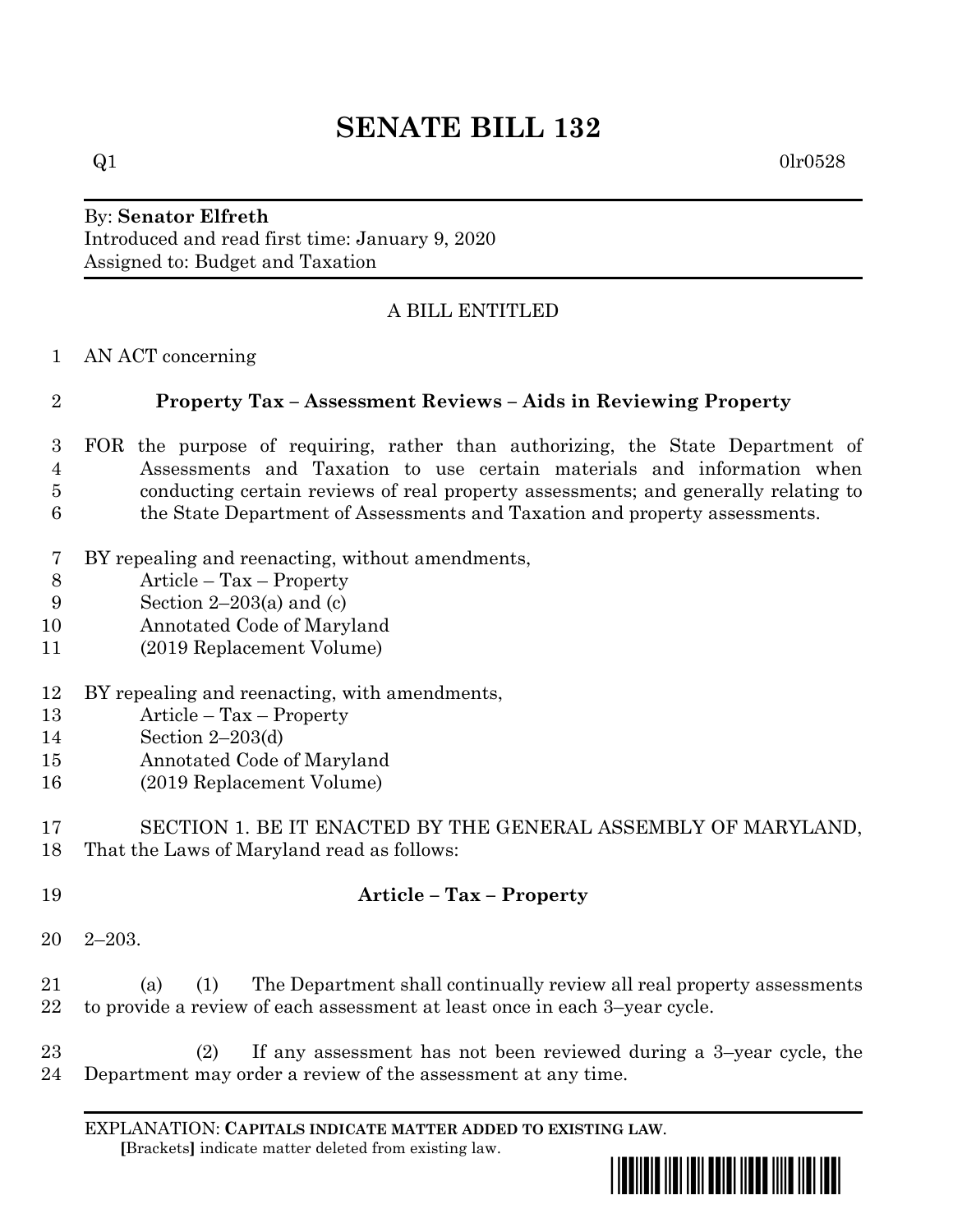# SENATE BILL 132

Q1 0lr0528

By: **Senator Elfreth**
Introduced and read first time: January 9, 2020
Assigned to: Budget and Taxation

A BILL ENTITLED

1 AN ACT concerning

2 **Property Tax – Assessment Reviews – Aids in Reviewing Property**

3 FOR the purpose of requiring, rather than authorizing, the State Department of
4 Assessments and Taxation to use certain materials and information when
5 conducting certain reviews of real property assessments; and generally relating to
6 the State Department of Assessments and Taxation and property assessments.

7 BY repealing and reenacting, without amendments,
8 Article – Tax – Property
9 Section 2–203(a) and (c)
10 Annotated Code of Maryland
11 (2019 Replacement Volume)

12 BY repealing and reenacting, with amendments,
13 Article – Tax – Property
14 Section 2–203(d)
15 Annotated Code of Maryland
16 (2019 Replacement Volume)

17 SECTION 1. BE IT ENACTED BY THE GENERAL ASSEMBLY OF MARYLAND,
18 That the Laws of Maryland read as follows:

19 **Article – Tax – Property**

20 2–203.

21 (a) (1) The Department shall continually review all real property assessments
22 to provide a review of each assessment at least once in each 3–year cycle.

23 (2) If any assessment has not been reviewed during a 3–year cycle, the
24 Department may order a review of the assessment at any time.

EXPLANATION: **CAPITALS INDICATE MATTER ADDED TO EXISTING LAW.**
[Brackets] indicate matter deleted from existing law.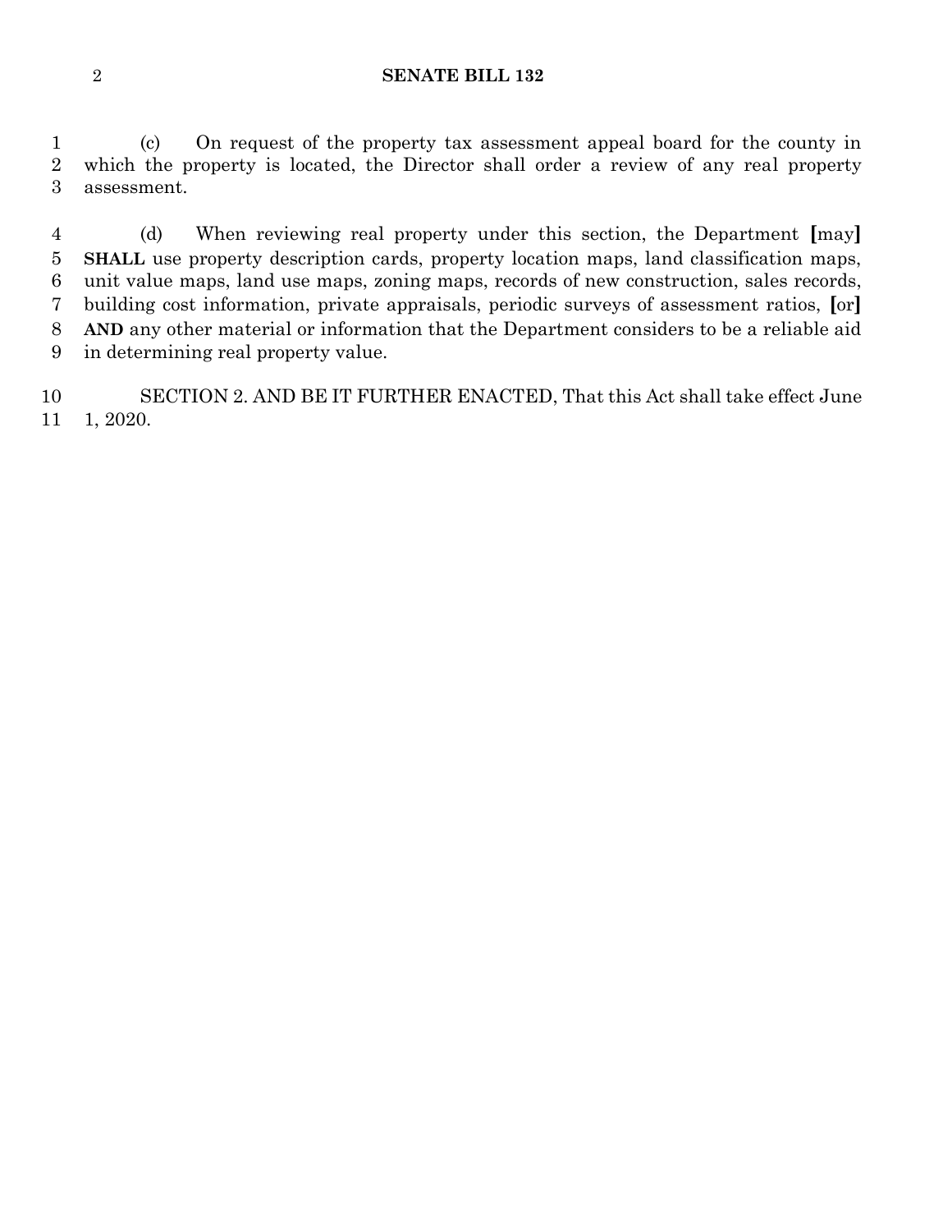(c) On request of the property tax assessment appeal board for the county in which the property is located, the Director shall order a review of any real property assessment.

(d) When reviewing real property under this section, the Department [may] **SHALL** use property description cards, property location maps, land classification maps, unit value maps, land use maps, zoning maps, records of new construction, sales records, building cost information, private appraisals, periodic surveys of assessment ratios, [or] **AND** any other material or information that the Department considers to be a reliable aid in determining real property value.

SECTION 2. AND BE IT FURTHER ENACTED, That this Act shall take effect June 1, 2020.